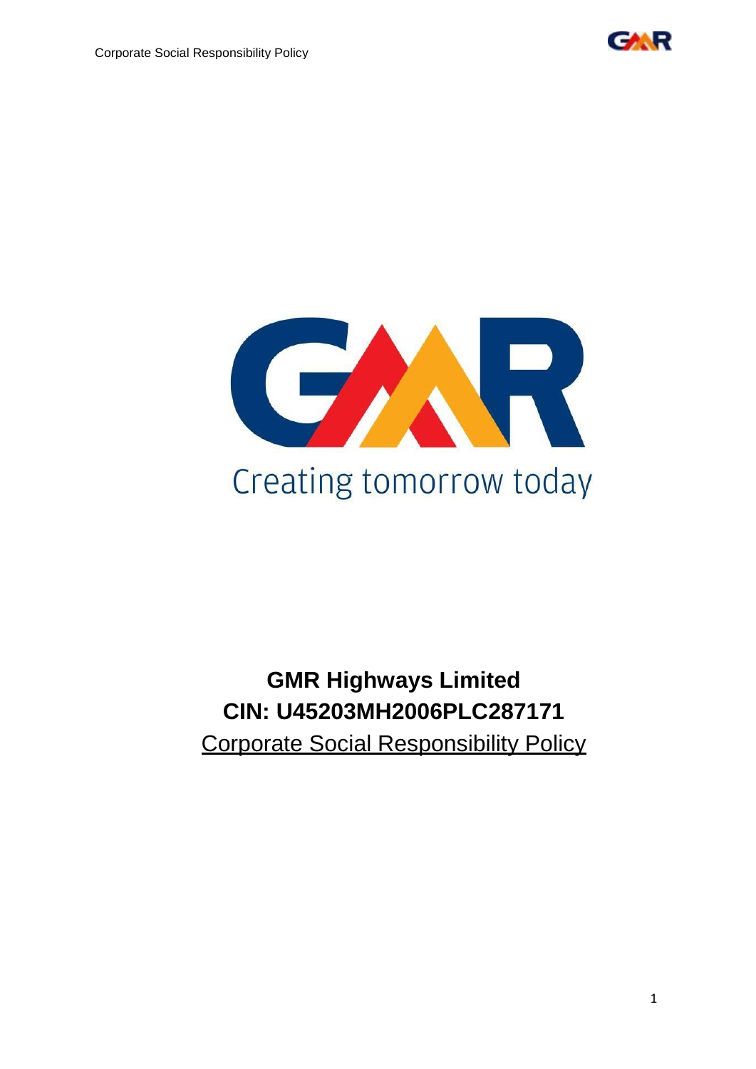Creating tomorrow today

**GMR Highways Limited**

**CIN: U45203MH2006PLC287171**

Corporate Social Responsibility Policy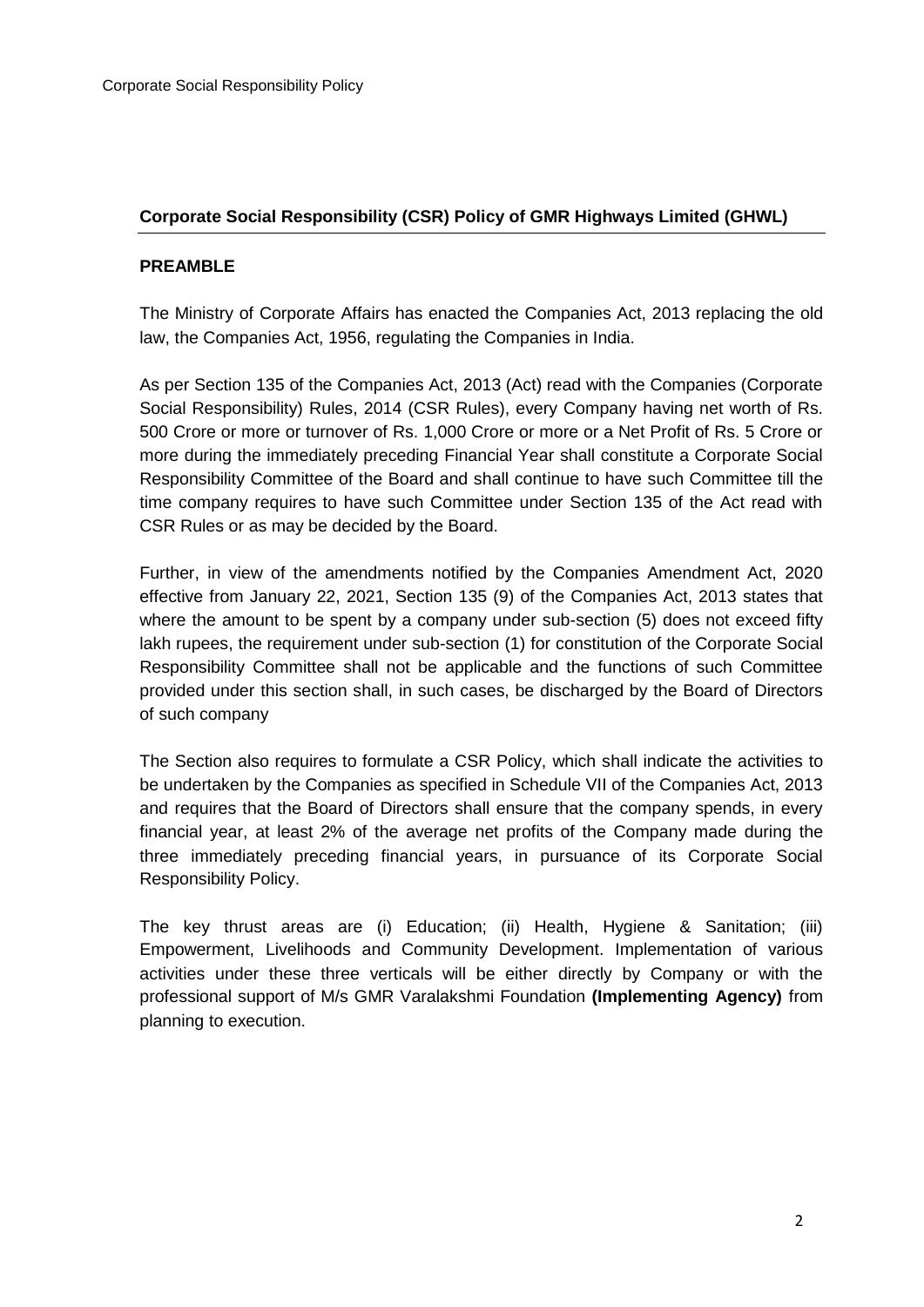## Corporate Social Responsibility (CSR) Policy of GMR Highways Limited (GHWL)

### PREAMBLE

The Ministry of Corporate Affairs has enacted the Companies Act, 2013 replacing the old law, the Companies Act, 1956, regulating the Companies in India.

As per Section 135 of the Companies Act, 2013 (Act) read with the Companies (Corporate Social Responsibility) Rules, 2014 (CSR Rules), every Company having net worth of Rs. 500 Crore or more or turnover of Rs. 1,000 Crore or more or a Net Profit of Rs. 5 Crore or more during the immediately preceding Financial Year shall constitute a Corporate Social Responsibility Committee of the Board and shall continue to have such Committee till the time company requires to have such Committee under Section 135 of the Act read with CSR Rules or as may be decided by the Board.

Further, in view of the amendments notified by the Companies Amendment Act, 2020 effective from January 22, 2021, Section 135 (9) of the Companies Act, 2013 states that where the amount to be spent by a company under sub-section (5) does not exceed fifty lakh rupees, the requirement under sub-section (1) for constitution of the Corporate Social Responsibility Committee shall not be applicable and the functions of such Committee provided under this section shall, in such cases, be discharged by the Board of Directors of such company

The Section also requires to formulate a CSR Policy, which shall indicate the activities to be undertaken by the Companies as specified in Schedule VII of the Companies Act, 2013 and requires that the Board of Directors shall ensure that the company spends, in every financial year, at least 2% of the average net profits of the Company made during the three immediately preceding financial years, in pursuance of its Corporate Social Responsibility Policy.

The key thrust areas are (i) Education; (ii) Health, Hygiene & Sanitation; (iii) Empowerment, Livelihoods and Community Development. Implementation of various activities under these three verticals will be either directly by Company or with the professional support of M/s GMR Varalakshmi Foundation **(Implementing Agency)** from planning to execution.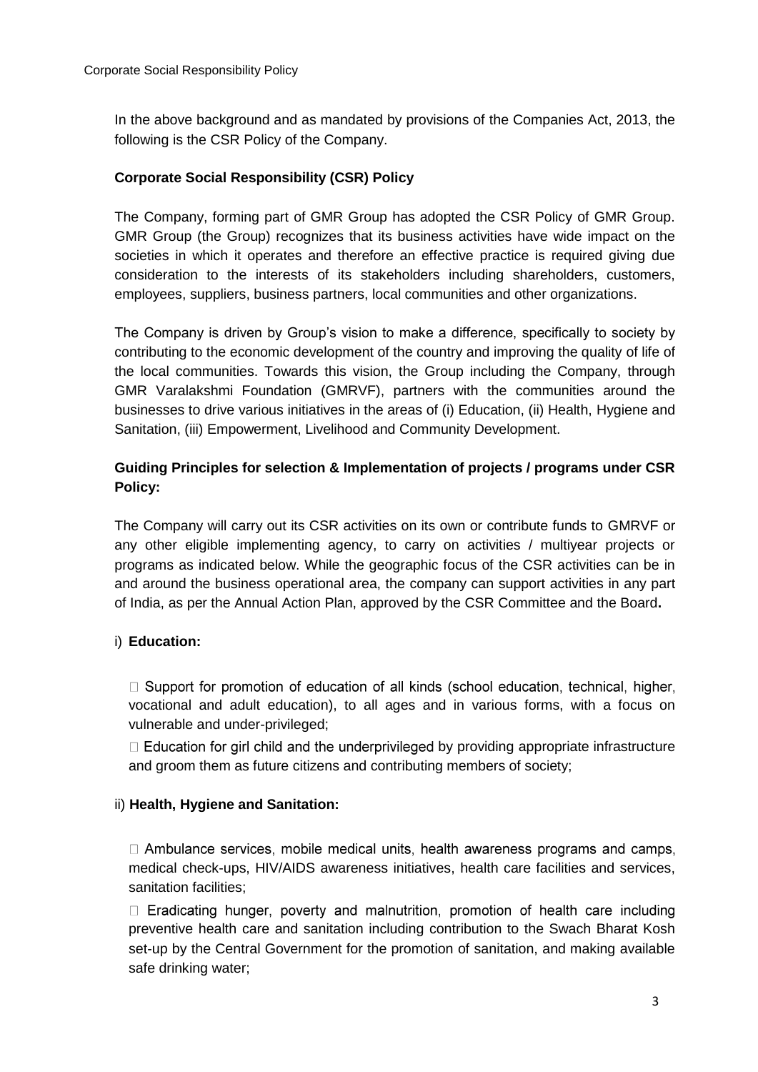In the above background and as mandated by provisions of the Companies Act, 2013, the following is the CSR Policy of the Company.

**Corporate Social Responsibility (CSR) Policy**

The Company, forming part of GMR Group has adopted the CSR Policy of GMR Group. GMR Group (the Group) recognizes that its business activities have wide impact on the societies in which it operates and therefore an effective practice is required giving due consideration to the interests of its stakeholders including shareholders, customers, employees, suppliers, business partners, local communities and other organizations.

The Company is driven by Group's vision to make a difference, specifically to society by contributing to the economic development of the country and improving the quality of life of the local communities. Towards this vision, the Group including the Company, through GMR Varalakshmi Foundation (GMRVF), partners with the communities around the businesses to drive various initiatives in the areas of (i) Education, (ii) Health, Hygiene and Sanitation, (iii) Empowerment, Livelihood and Community Development.

**Guiding Principles for selection & Implementation of projects / programs under CSR Policy:**

The Company will carry out its CSR activities on its own or contribute funds to GMRVF or any other eligible implementing agency, to carry on activities / multiyear projects or programs as indicated below. While the geographic focus of the CSR activities can be in and around the business operational area, the company can support activities in any part of India, as per the Annual Action Plan, approved by the CSR Committee and the Board**.**

i) **Education:**

- Support for promotion of education of all kinds (school education, technical, higher, vocational and adult education), to all ages and in various forms, with a focus on vulnerable and under-privileged;
- Education for girl child and the underprivileged by providing appropriate infrastructure and groom them as future citizens and contributing members of society;

ii) **Health, Hygiene and Sanitation:**

- Ambulance services, mobile medical units, health awareness programs and camps, medical check-ups, HIV/AIDS awareness initiatives, health care facilities and services, sanitation facilities;
- Eradicating hunger, poverty and malnutrition, promotion of health care including preventive health care and sanitation including contribution to the Swach Bharat Kosh set-up by the Central Government for the promotion of sanitation, and making available safe drinking water;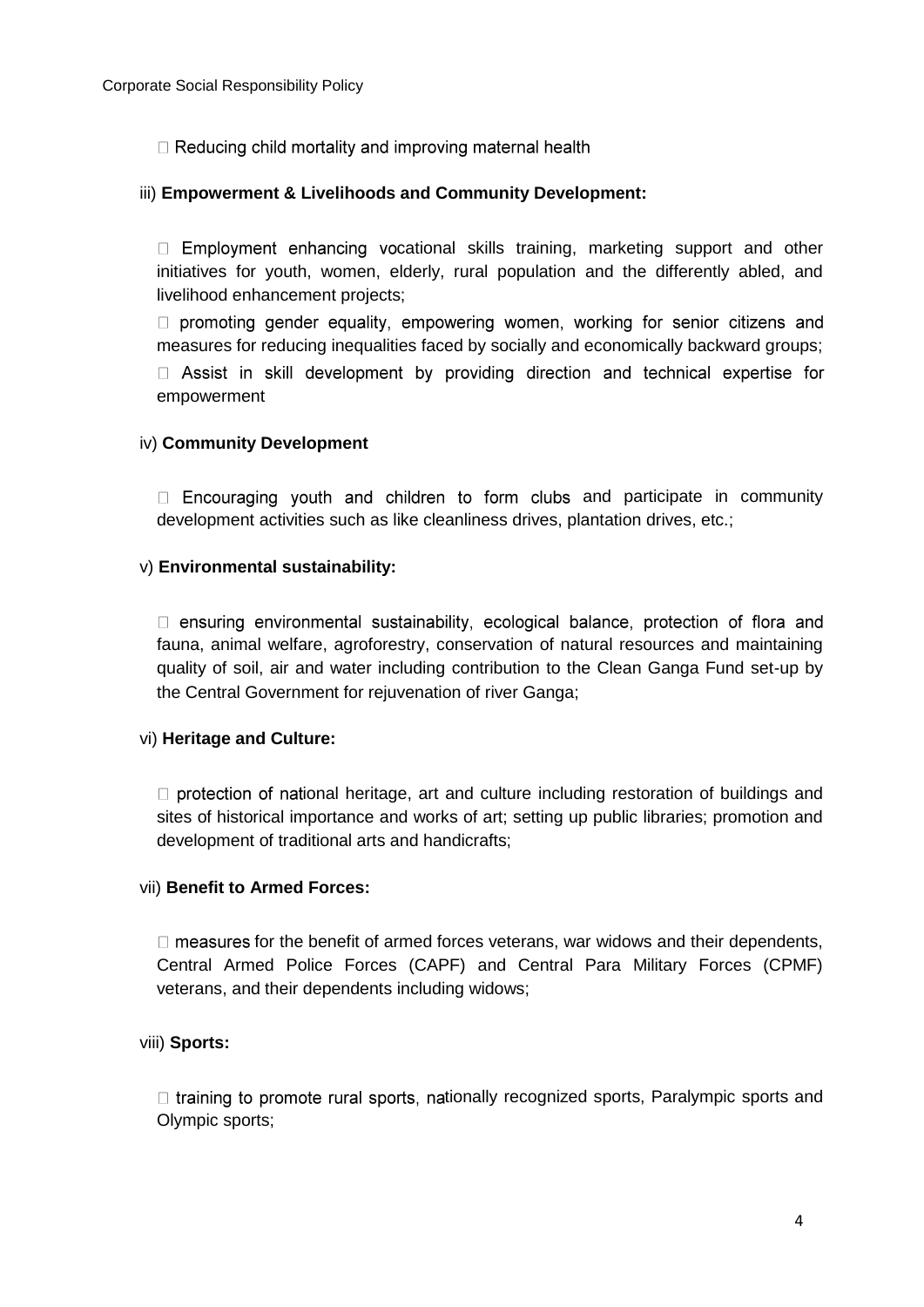- Reducing child mortality and improving maternal health

iii) **Empowerment & Livelihoods and Community Development:**

- Employment enhancing vocational skills training, marketing support and other initiatives for youth, women, elderly, rural population and the differently abled, and livelihood enhancement projects;
- promoting gender equality, empowering women, working for senior citizens and measures for reducing inequalities faced by socially and economically backward groups;
- Assist in skill development by providing direction and technical expertise for empowerment

iv) **Community Development**

- Encouraging youth and children to form clubs and participate in community development activities such as like cleanliness drives, plantation drives, etc.;

v) **Environmental sustainability:**

- ensuring environmental sustainability, ecological balance, protection of flora and fauna, animal welfare, agroforestry, conservation of natural resources and maintaining quality of soil, air and water including contribution to the Clean Ganga Fund set-up by the Central Government for rejuvenation of river Ganga;

vi) **Heritage and Culture:**

- protection of national heritage, art and culture including restoration of buildings and sites of historical importance and works of art; setting up public libraries; promotion and development of traditional arts and handicrafts;

vii) **Benefit to Armed Forces:**

- measures for the benefit of armed forces veterans, war widows and their dependents, Central Armed Police Forces (CAPF) and Central Para Military Forces (CPMF) veterans, and their dependents including widows;

viii) **Sports:**

- training to promote rural sports, nationally recognized sports, Paralympic sports and Olympic sports;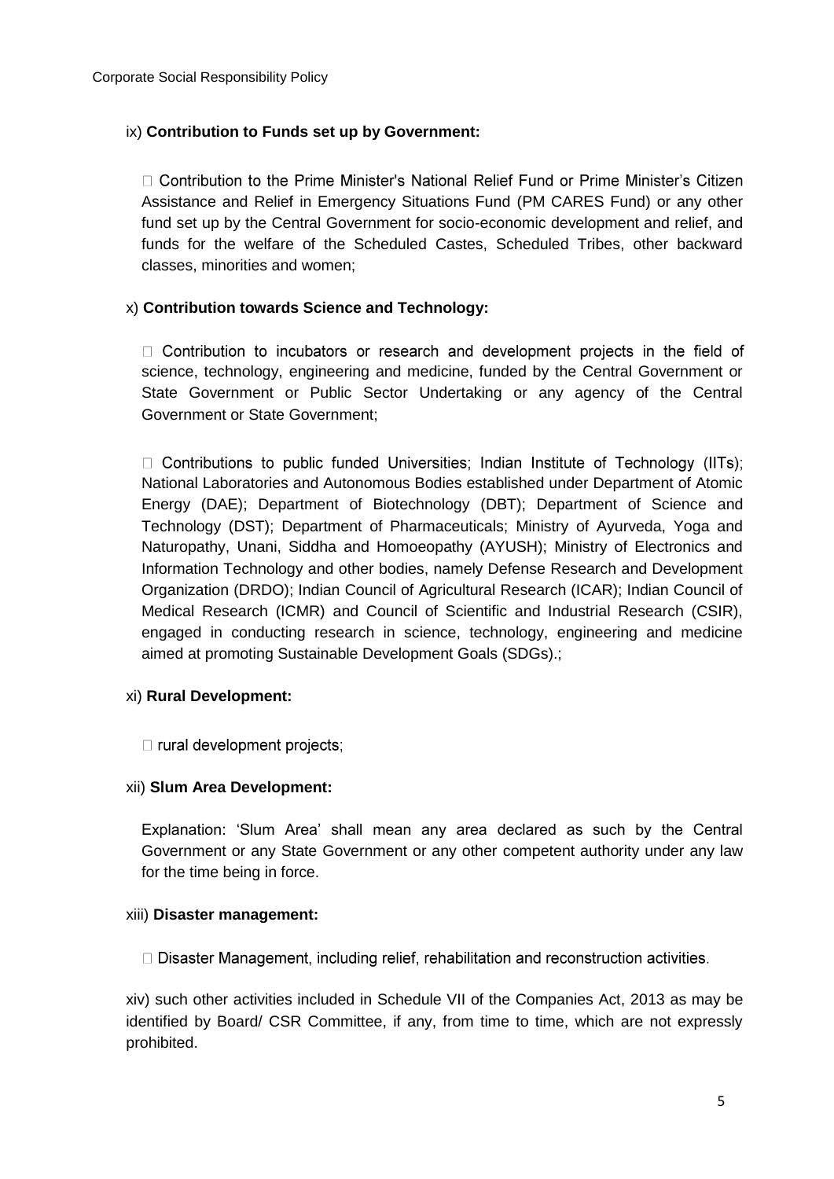ix) **Contribution to Funds set up by Government:**

- Contribution to the Prime Minister's National Relief Fund or Prime Minister's Citizen Assistance and Relief in Emergency Situations Fund (PM CARES Fund) or any other fund set up by the Central Government for socio-economic development and relief, and funds for the welfare of the Scheduled Castes, Scheduled Tribes, other backward classes, minorities and women;

x) **Contribution towards Science and Technology:**

- Contribution to incubators or research and development projects in the field of science, technology, engineering and medicine, funded by the Central Government or State Government or Public Sector Undertaking or any agency of the Central Government or State Government;

- Contributions to public funded Universities; Indian Institute of Technology (IITs); National Laboratories and Autonomous Bodies established under Department of Atomic Energy (DAE); Department of Biotechnology (DBT); Department of Science and Technology (DST); Department of Pharmaceuticals; Ministry of Ayurveda, Yoga and Naturopathy, Unani, Siddha and Homoeopathy (AYUSH); Ministry of Electronics and Information Technology and other bodies, namely Defense Research and Development Organization (DRDO); Indian Council of Agricultural Research (ICAR); Indian Council of Medical Research (ICMR) and Council of Scientific and Industrial Research (CSIR), engaged in conducting research in science, technology, engineering and medicine aimed at promoting Sustainable Development Goals (SDGs).;

xi) **Rural Development:**

- rural development projects;

xii) **Slum Area Development:**

Explanation: 'Slum Area' shall mean any area declared as such by the Central Government or any State Government or any other competent authority under any law for the time being in force.

xiii) **Disaster management:**

- Disaster Management, including relief, rehabilitation and reconstruction activities.

xiv) such other activities included in Schedule VII of the Companies Act, 2013 as may be identified by Board/ CSR Committee, if any, from time to time, which are not expressly prohibited.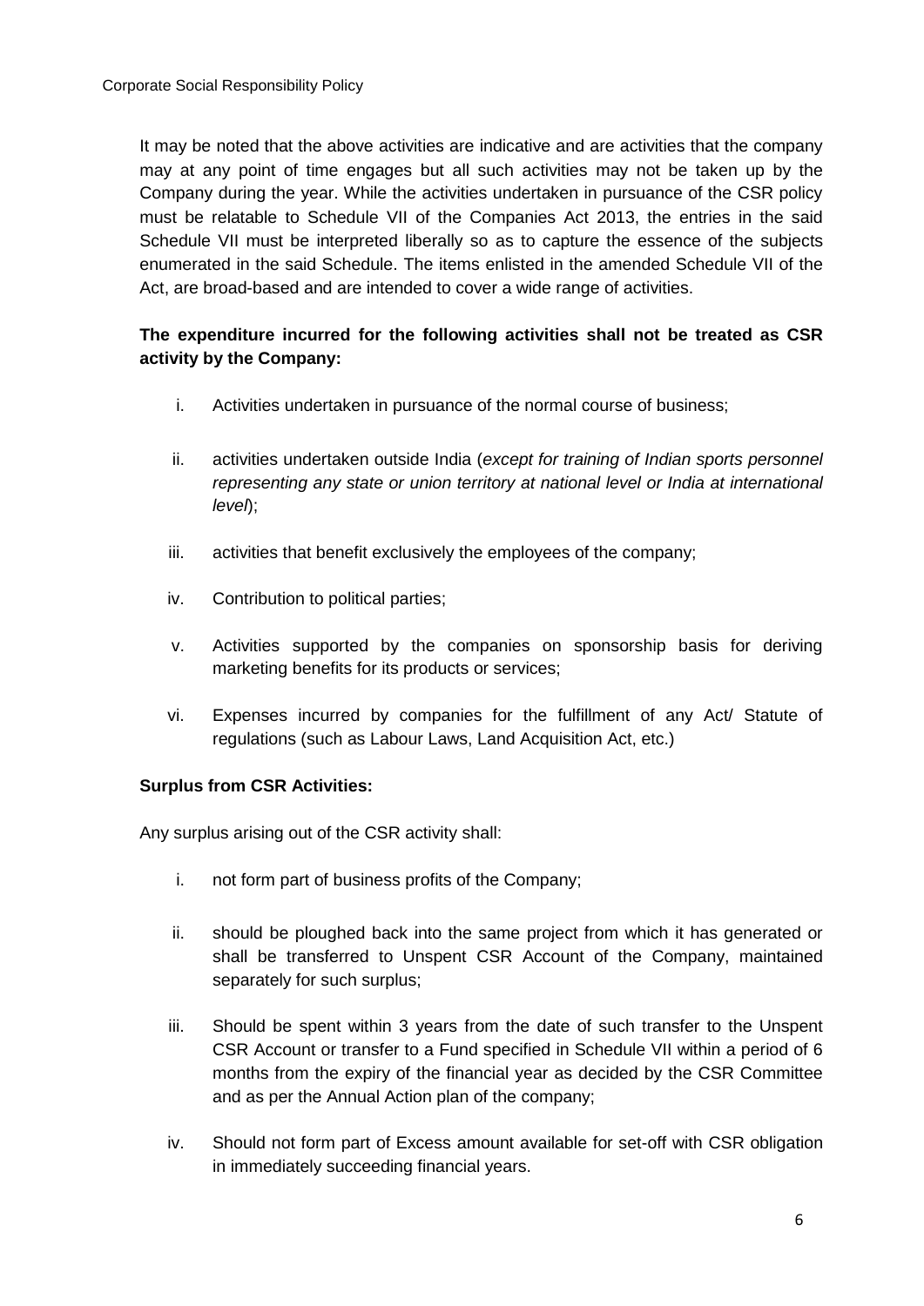It may be noted that the above activities are indicative and are activities that the company may at any point of time engages but all such activities may not be taken up by the Company during the year. While the activities undertaken in pursuance of the CSR policy must be relatable to Schedule VII of the Companies Act 2013, the entries in the said Schedule VII must be interpreted liberally so as to capture the essence of the subjects enumerated in the said Schedule. The items enlisted in the amended Schedule VII of the Act, are broad-based and are intended to cover a wide range of activities.

**The expenditure incurred for the following activities shall not be treated as CSR activity by the Company:**

i. Activities undertaken in pursuance of the normal course of business;

ii. activities undertaken outside India (*except for training of Indian sports personnel representing any state or union territory at national level or India at international level*);

iii. activities that benefit exclusively the employees of the company;

iv. Contribution to political parties;

v. Activities supported by the companies on sponsorship basis for deriving marketing benefits for its products or services;

vi. Expenses incurred by companies for the fulfillment of any Act/ Statute of regulations (such as Labour Laws, Land Acquisition Act, etc.)

**Surplus from CSR Activities:**

Any surplus arising out of the CSR activity shall:

i. not form part of business profits of the Company;

ii. should be ploughed back into the same project from which it has generated or shall be transferred to Unspent CSR Account of the Company, maintained separately for such surplus;

iii. Should be spent within 3 years from the date of such transfer to the Unspent CSR Account or transfer to a Fund specified in Schedule VII within a period of 6 months from the expiry of the financial year as decided by the CSR Committee and as per the Annual Action plan of the company;

iv. Should not form part of Excess amount available for set-off with CSR obligation in immediately succeeding financial years.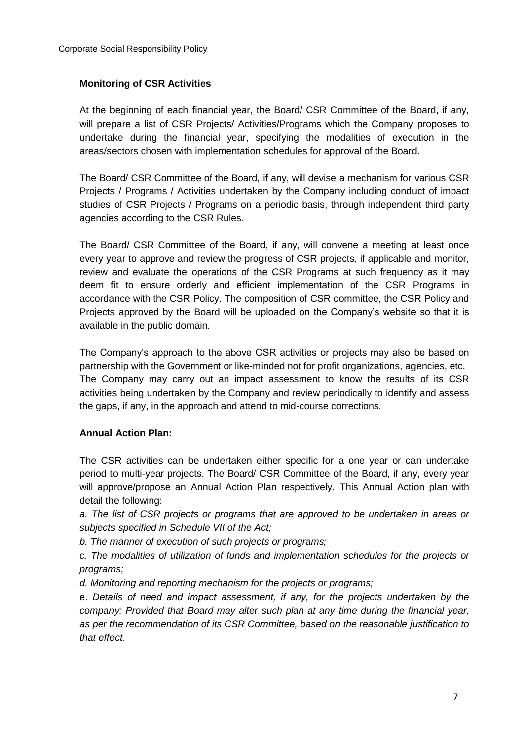**Monitoring of CSR Activities**

At the beginning of each financial year, the Board/ CSR Committee of the Board, if any, will prepare a list of CSR Projects/ Activities/Programs which the Company proposes to undertake during the financial year, specifying the modalities of execution in the areas/sectors chosen with implementation schedules for approval of the Board.

The Board/ CSR Committee of the Board, if any, will devise a mechanism for various CSR Projects / Programs / Activities undertaken by the Company including conduct of impact studies of CSR Projects / Programs on a periodic basis, through independent third party agencies according to the CSR Rules.

The Board/ CSR Committee of the Board, if any, will convene a meeting at least once every year to approve and review the progress of CSR projects, if applicable and monitor, review and evaluate the operations of the CSR Programs at such frequency as it may deem fit to ensure orderly and efficient implementation of the CSR Programs in accordance with the CSR Policy. The composition of CSR committee, the CSR Policy and Projects approved by the Board will be uploaded on the Company's website so that it is available in the public domain.

The Company's approach to the above CSR activities or projects may also be based on partnership with the Government or like-minded not for profit organizations, agencies, etc. The Company may carry out an impact assessment to know the results of its CSR activities being undertaken by the Company and review periodically to identify and assess the gaps, if any, in the approach and attend to mid-course corrections.

**Annual Action Plan:**

The CSR activities can be undertaken either specific for a one year or can undertake period to multi-year projects. The Board/ CSR Committee of the Board, if any, every year will approve/propose an Annual Action Plan respectively. This Annual Action plan with detail the following:

*a. The list of CSR projects or programs that are approved to be undertaken in areas or subjects specified in Schedule VII of the Act;*

*b. The manner of execution of such projects or programs;*

*c. The modalities of utilization of funds and implementation schedules for the projects or programs;*

*d. Monitoring and reporting mechanism for the projects or programs;*

e. *Details of need and impact assessment, if any, for the projects undertaken by the company: Provided that Board may alter such plan at any time during the financial year, as per the recommendation of its CSR Committee, based on the reasonable justification to that effect*.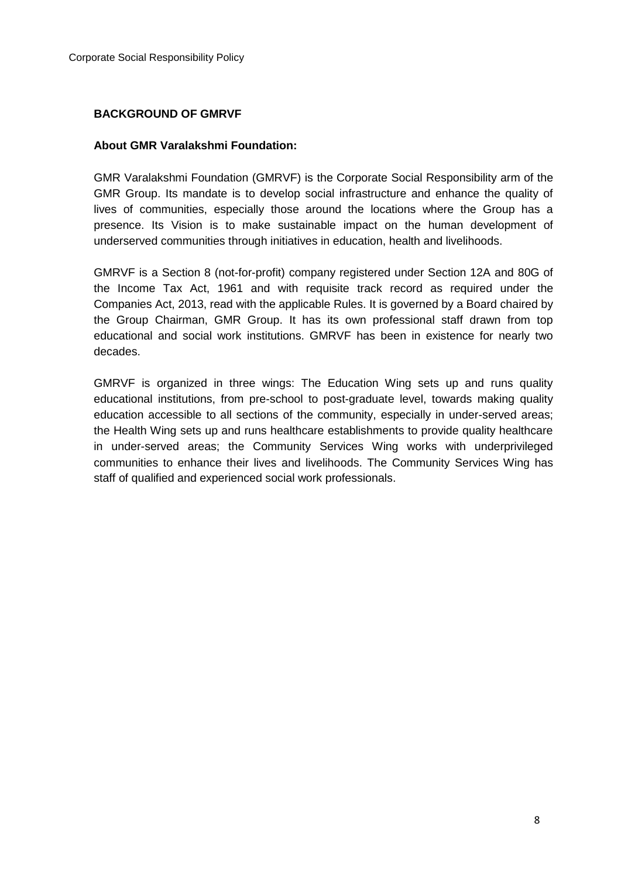## BACKGROUND OF GMRVF

### About GMR Varalakshmi Foundation:

GMR Varalakshmi Foundation (GMRVF) is the Corporate Social Responsibility arm of the GMR Group. Its mandate is to develop social infrastructure and enhance the quality of lives of communities, especially those around the locations where the Group has a presence. Its Vision is to make sustainable impact on the human development of underserved communities through initiatives in education, health and livelihoods.

GMRVF is a Section 8 (not-for-profit) company registered under Section 12A and 80G of the Income Tax Act, 1961 and with requisite track record as required under the Companies Act, 2013, read with the applicable Rules. It is governed by a Board chaired by the Group Chairman, GMR Group. It has its own professional staff drawn from top educational and social work institutions. GMRVF has been in existence for nearly two decades.

GMRVF is organized in three wings: The Education Wing sets up and runs quality educational institutions, from pre-school to post-graduate level, towards making quality education accessible to all sections of the community, especially in under-served areas; the Health Wing sets up and runs healthcare establishments to provide quality healthcare in under-served areas; the Community Services Wing works with underprivileged communities to enhance their lives and livelihoods. The Community Services Wing has staff of qualified and experienced social work professionals.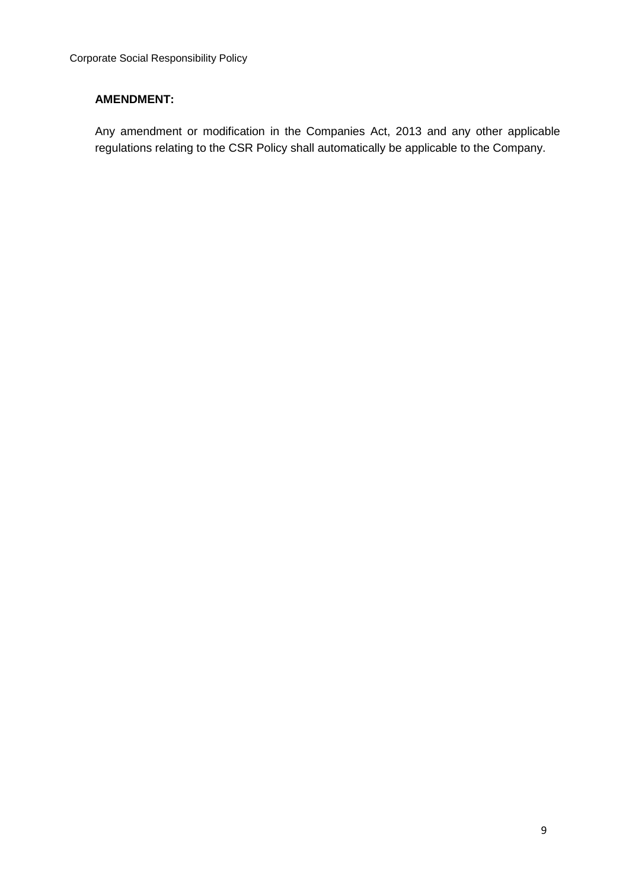**AMENDMENT:**

Any amendment or modification in the Companies Act, 2013 and any other applicable regulations relating to the CSR Policy shall automatically be applicable to the Company.